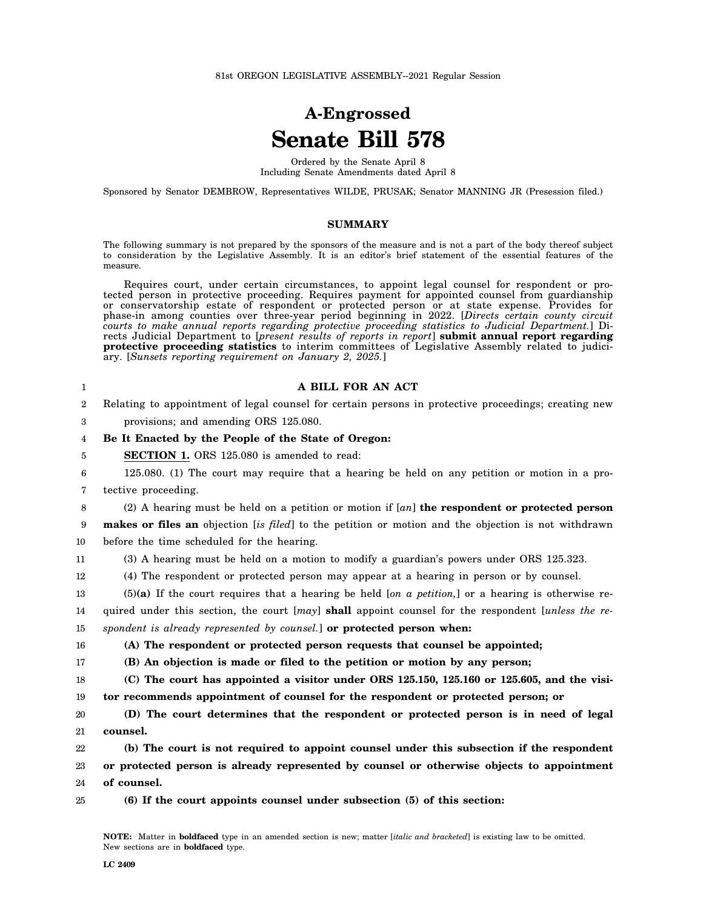81st OREGON LEGISLATIVE ASSEMBLY--2021 Regular Session

# A-Engrossed
# Senate Bill 578

Ordered by the Senate April 8
Including Senate Amendments dated April 8

Sponsored by Senator DEMBROW, Representatives WILDE, PRUSAK; Senator MANNING JR (Presession filed.)

## SUMMARY

The following summary is not prepared by the sponsors of the measure and is not a part of the body thereof subject to consideration by the Legislative Assembly. It is an editor's brief statement of the essential features of the measure.

Requires court, under certain circumstances, to appoint legal counsel for respondent or protected person in protective proceeding. Requires payment for appointed counsel from guardianship or conservatorship estate of respondent or protected person or at state expense. Provides for phase-in among counties over three-year period beginning in 2022. [*Directs certain county circuit courts to make annual reports regarding protective proceeding statistics to Judicial Department.*] Directs Judicial Department to [*present results of reports in report*] **submit annual report regarding protective proceeding statistics** to interim committees of Legislative Assembly related to judiciary. [*Sunsets reporting requirement on January 2, 2025.*]

**A BILL FOR AN ACT**

Relating to appointment of legal counsel for certain persons in protective proceedings; creating new provisions; and amending ORS 125.080.

**Be It Enacted by the People of the State of Oregon:**

**SECTION 1.** ORS 125.080 is amended to read:

125.080. (1) The court may require that a hearing be held on any petition or motion in a protective proceeding.

(2) A hearing must be held on a petition or motion if [*an*] **the respondent or protected person makes or files an** objection [*is filed*] to the petition or motion and the objection is not withdrawn before the time scheduled for the hearing.

(3) A hearing must be held on a motion to modify a guardian's powers under ORS 125.323.

(4) The respondent or protected person may appear at a hearing in person or by counsel.

(5)**(a)** If the court requires that a hearing be held [*on a petition,*] or a hearing is otherwise required under this section, the court [*may*] **shall** appoint counsel for the respondent [*unless the respondent is already represented by counsel.*] **or protected person when:**

**(A) The respondent or protected person requests that counsel be appointed;**

**(B) An objection is made or filed to the petition or motion by any person;**

**(C) The court has appointed a visitor under ORS 125.150, 125.160 or 125.605, and the visitor recommends appointment of counsel for the respondent or protected person; or**

**(D) The court determines that the respondent or protected person is in need of legal counsel.**

**(b) The court is not required to appoint counsel under this subsection if the respondent or protected person is already represented by counsel or otherwise objects to appointment of counsel.**

**(6) If the court appoints counsel under subsection (5) of this section:**

**NOTE:** Matter in **boldfaced** type in an amended section is new; matter [*italic and bracketed*] is existing law to be omitted. New sections are in **boldfaced** type.

LC 2409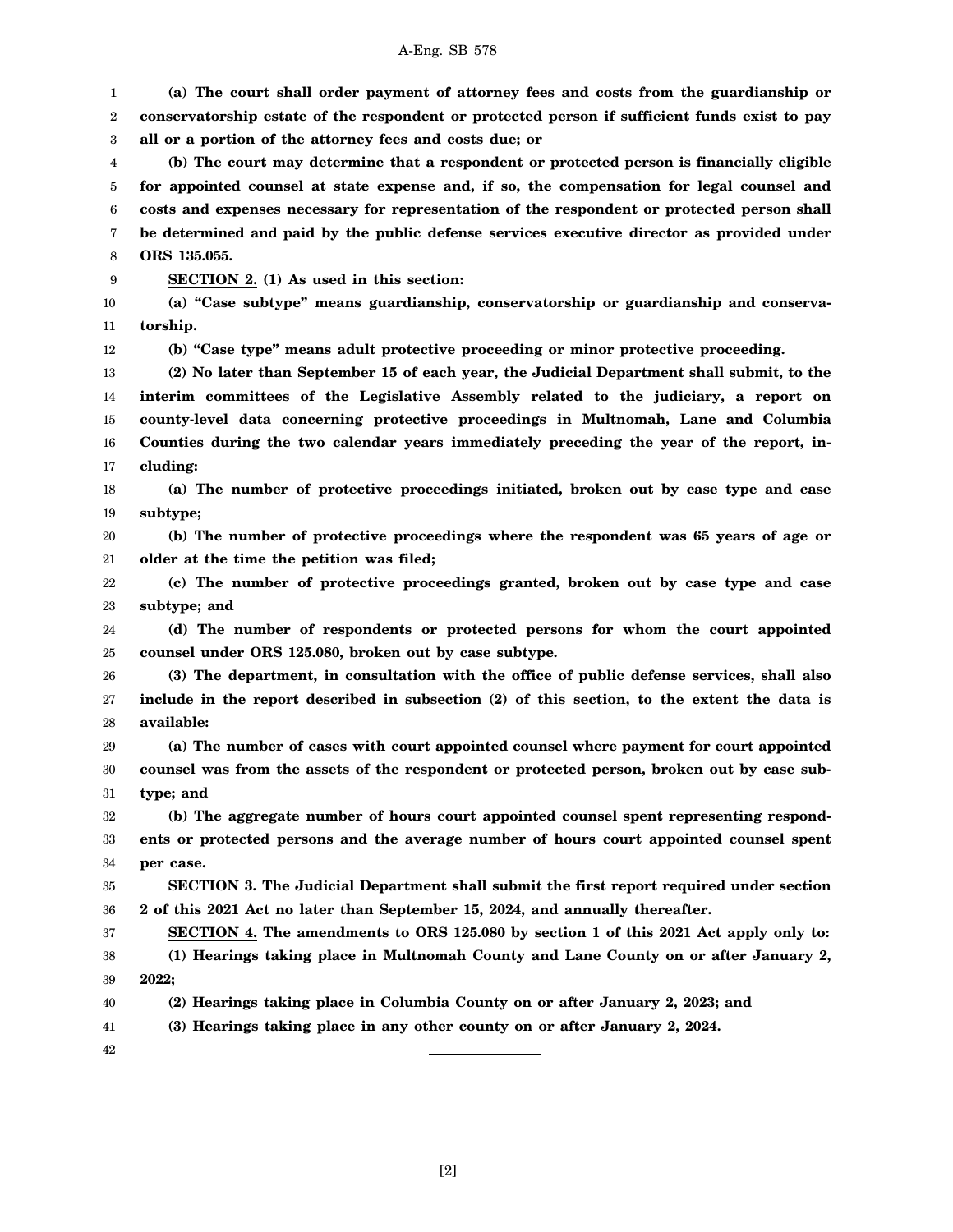**(a) The court shall order payment of attorney fees and costs from the guardianship or conservatorship estate of the respondent or protected person if sufficient funds exist to pay all or a portion of the attorney fees and costs due; or**

**(b) The court may determine that a respondent or protected person is financially eligible for appointed counsel at state expense and, if so, the compensation for legal counsel and costs and expenses necessary for representation of the respondent or protected person shall be determined and paid by the public defense services executive director as provided under ORS 135.055.**

**SECTION 2. (1) As used in this section:**

**(a) "Case subtype" means guardianship, conservatorship or guardianship and conservatorship.**

**(b) "Case type" means adult protective proceeding or minor protective proceeding.**

**(2) No later than September 15 of each year, the Judicial Department shall submit, to the interim committees of the Legislative Assembly related to the judiciary, a report on county-level data concerning protective proceedings in Multnomah, Lane and Columbia Counties during the two calendar years immediately preceding the year of the report, including:**

**(a) The number of protective proceedings initiated, broken out by case type and case subtype;**

**(b) The number of protective proceedings where the respondent was 65 years of age or older at the time the petition was filed;**

**(c) The number of protective proceedings granted, broken out by case type and case subtype; and**

**(d) The number of respondents or protected persons for whom the court appointed counsel under ORS 125.080, broken out by case subtype.**

**(3) The department, in consultation with the office of public defense services, shall also include in the report described in subsection (2) of this section, to the extent the data is available:**

**(a) The number of cases with court appointed counsel where payment for court appointed counsel was from the assets of the respondent or protected person, broken out by case subtype; and**

**(b) The aggregate number of hours court appointed counsel spent representing respondents or protected persons and the average number of hours court appointed counsel spent per case.**

**SECTION 3. The Judicial Department shall submit the first report required under section 2 of this 2021 Act no later than September 15, 2024, and annually thereafter.**

**SECTION 4. The amendments to ORS 125.080 by section 1 of this 2021 Act apply only to:**

**(1) Hearings taking place in Multnomah County and Lane County on or after January 2, 2022;**

**(2) Hearings taking place in Columbia County on or after January 2, 2023; and**

**(3) Hearings taking place in any other county on or after January 2, 2024.**